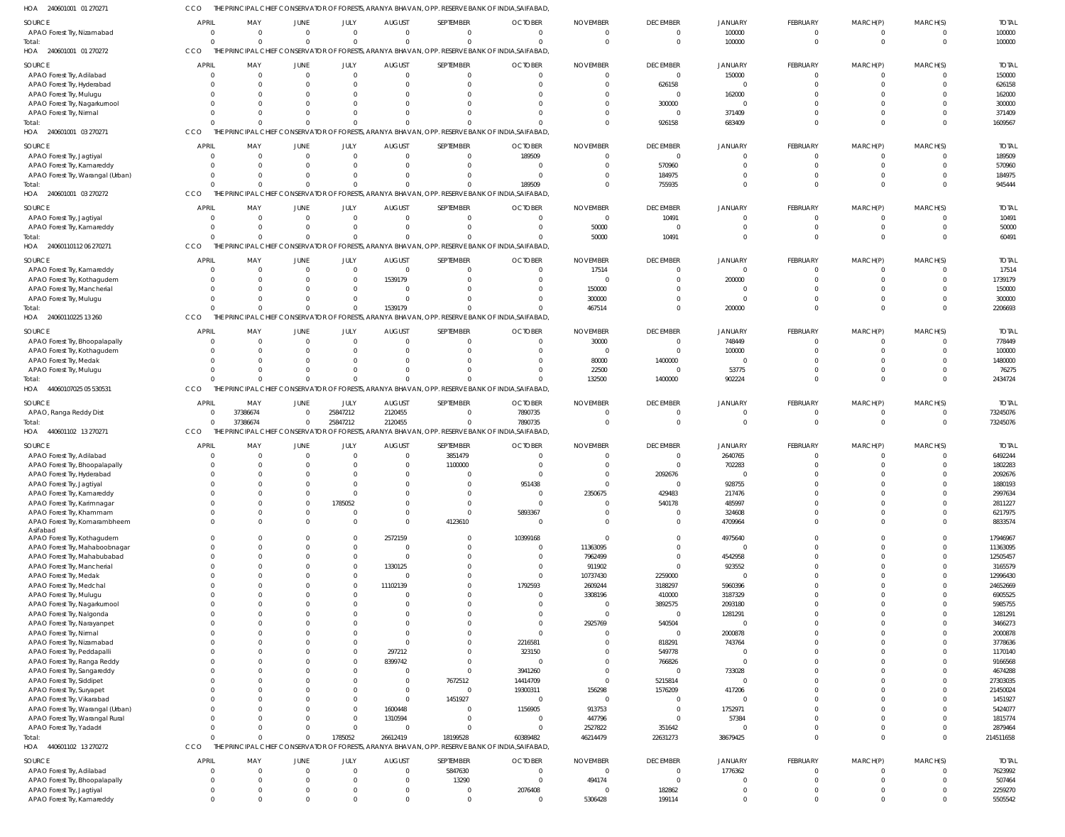HOA 240601001 01 270271 CCO THE PRINCIPAL CHIEF CONSERVATOR OF FORESTS, ARANYA BHAVAN, OPP. RESERVE BANK OF INDIA, SAIFABAD,

| SOURCE | APRIL | MAY | JUNE | JULY | AUGUST | SEPTEMBER | OCTOBER | NOVEMBER | DECEMBER | JANUARY | FEBRUARY | MARCH(P) | MARCH(S) | TOTAL |
|---|---|---|---|---|---|---|---|---|---|---|---|---|---|---|
| APAO Forest Try, Nizamabad | 0 | 0 | 0 | 0 | 0 | 0 | 0 | 0 | 0 | 100000 | 0 | 0 | 0 | 100000 |
| Total: | 0 | 0 | 0 | 0 | 0 | 0 | 0 | 0 | 0 | 100000 | 0 | 0 | 0 | 100000 |

HOA 240601001 01 270272 CCO THE PRINCIPAL CHIEF CONSERVATOR OF FORESTS, ARANYA BHAVAN, OPP. RESERVE BANK OF INDIA, SAIFABAD,

| SOURCE | APRIL | MAY | JUNE | JULY | AUGUST | SEPTEMBER | OCTOBER | NOVEMBER | DECEMBER | JANUARY | FEBRUARY | MARCH(P) | MARCH(S) | TOTAL |
|---|---|---|---|---|---|---|---|---|---|---|---|---|---|---|
| APAO Forest Try, Adilabad | 0 | 0 | 0 | 0 | 0 | 0 | 0 | 0 | 0 | 150000 | 0 | 0 | 0 | 150000 |
| APAO Forest Try, Hyderabad | 0 | 0 | 0 | 0 | 0 | 0 | 0 | 0 | 626158 | 0 | 0 | 0 | 0 | 626158 |
| APAO Forest Try, Mulugu | 0 | 0 | 0 | 0 | 0 | 0 | 0 | 0 | 0 | 162000 | 0 | 0 | 0 | 162000 |
| APAO Forest Try, Nagarkurnool | 0 | 0 | 0 | 0 | 0 | 0 | 0 | 0 | 300000 | 0 | 0 | 0 | 0 | 300000 |
| APAO Forest Try, Nirmal | 0 | 0 | 0 | 0 | 0 | 0 | 0 | 0 | 0 | 371409 | 0 | 0 | 0 | 371409 |
| Total: | 0 | 0 | 0 | 0 | 0 | 0 | 0 | 0 | 926158 | 683409 | 0 | 0 | 0 | 1609567 |

HOA 240601001 03 270271 CCO THE PRINCIPAL CHIEF CONSERVATOR OF FORESTS, ARANYA BHAVAN, OPP. RESERVE BANK OF INDIA, SAIFABAD,

| SOURCE | APRIL | MAY | JUNE | JULY | AUGUST | SEPTEMBER | OCTOBER | NOVEMBER | DECEMBER | JANUARY | FEBRUARY | MARCH(P) | MARCH(S) | TOTAL |
|---|---|---|---|---|---|---|---|---|---|---|---|---|---|---|
| APAO Forest Try, Jagtiyal | 0 | 0 | 0 | 0 | 0 | 0 | 189509 | 0 | 0 | 0 | 0 | 0 | 0 | 189509 |
| APAO Forest Try, Kamareddy | 0 | 0 | 0 | 0 | 0 | 0 | 0 | 0 | 570960 | 0 | 0 | 0 | 0 | 570960 |
| APAO Forest Try, Warangal (Urban) | 0 | 0 | 0 | 0 | 0 | 0 | 0 | 0 | 184975 | 0 | 0 | 0 | 0 | 184975 |
| Total: | 0 | 0 | 0 | 0 | 0 | 0 | 189509 | 0 | 755935 | 0 | 0 | 0 | 0 | 945444 |

HOA 240601001 03 270272 CCO THE PRINCIPAL CHIEF CONSERVATOR OF FORESTS, ARANYA BHAVAN, OPP. RESERVE BANK OF INDIA, SAIFABAD,

| SOURCE | APRIL | MAY | JUNE | JULY | AUGUST | SEPTEMBER | OCTOBER | NOVEMBER | DECEMBER | JANUARY | FEBRUARY | MARCH(P) | MARCH(S) | TOTAL |
|---|---|---|---|---|---|---|---|---|---|---|---|---|---|---|
| APAO Forest Try, Jagtiyal | 0 | 0 | 0 | 0 | 0 | 0 | 0 | 0 | 10491 | 0 | 0 | 0 | 0 | 10491 |
| APAO Forest Try, Kamareddy | 0 | 0 | 0 | 0 | 0 | 0 | 0 | 50000 | 0 | 0 | 0 | 0 | 0 | 50000 |
| Total: | 0 | 0 | 0 | 0 | 0 | 0 | 0 | 50000 | 10491 | 0 | 0 | 0 | 0 | 60491 |

HOA 24060110112 06 270271 CCO THE PRINCIPAL CHIEF CONSERVATOR OF FORESTS, ARANYA BHAVAN, OPP. RESERVE BANK OF INDIA, SAIFABAD,

| SOURCE | APRIL | MAY | JUNE | JULY | AUGUST | SEPTEMBER | OCTOBER | NOVEMBER | DECEMBER | JANUARY | FEBRUARY | MARCH(P) | MARCH(S) | TOTAL |
|---|---|---|---|---|---|---|---|---|---|---|---|---|---|---|
| APAO Forest Try, Kamareddy | 0 | 0 | 0 | 0 | 0 | 0 | 0 | 17514 | 0 | 0 | 0 | 0 | 0 | 17514 |
| APAO Forest Try, Kothagudem | 0 | 0 | 0 | 0 | 1539179 | 0 | 0 | 0 | 0 | 200000 | 0 | 0 | 0 | 1739179 |
| APAO Forest Try, Mancherial | 0 | 0 | 0 | 0 | 0 | 0 | 0 | 150000 | 0 | 0 | 0 | 0 | 0 | 150000 |
| APAO Forest Try, Mulugu | 0 | 0 | 0 | 0 | 0 | 0 | 0 | 300000 | 0 | 0 | 0 | 0 | 0 | 300000 |
| Total: | 0 | 0 | 0 | 0 | 1539179 | 0 | 0 | 467514 | 0 | 200000 | 0 | 0 | 0 | 2206693 |

HOA 24060110225 13 260 CCO THE PRINCIPAL CHIEF CONSERVATOR OF FORESTS, ARANYA BHAVAN, OPP. RESERVE BANK OF INDIA, SAIFABAD,

| SOURCE | APRIL | MAY | JUNE | JULY | AUGUST | SEPTEMBER | OCTOBER | NOVEMBER | DECEMBER | JANUARY | FEBRUARY | MARCH(P) | MARCH(S) | TOTAL |
|---|---|---|---|---|---|---|---|---|---|---|---|---|---|---|
| APAO Forest Try, Bhoopalapally | 0 | 0 | 0 | 0 | 0 | 0 | 0 | 30000 | 0 | 748449 | 0 | 0 | 0 | 778449 |
| APAO Forest Try, Kothagudem | 0 | 0 | 0 | 0 | 0 | 0 | 0 | 0 | 0 | 100000 | 0 | 0 | 0 | 100000 |
| APAO Forest Try, Medak | 0 | 0 | 0 | 0 | 0 | 0 | 0 | 80000 | 1400000 | 0 | 0 | 0 | 0 | 1480000 |
| APAO Forest Try, Mulugu | 0 | 0 | 0 | 0 | 0 | 0 | 0 | 22500 | 0 | 53775 | 0 | 0 | 0 | 76275 |
| Total: | 0 | 0 | 0 | 0 | 0 | 0 | 0 | 132500 | 1400000 | 902224 | 0 | 0 | 0 | 2434724 |

HOA 44060107025 05 530531 CCO THE PRINCIPAL CHIEF CONSERVATOR OF FORESTS, ARANYA BHAVAN, OPP. RESERVE BANK OF INDIA, SAIFABAD,

| SOURCE | APRIL | MAY | JUNE | JULY | AUGUST | SEPTEMBER | OCTOBER | NOVEMBER | DECEMBER | JANUARY | FEBRUARY | MARCH(P) | MARCH(S) | TOTAL |
|---|---|---|---|---|---|---|---|---|---|---|---|---|---|---|
| APAO, Ranga Reddy Dist | 0 | 37386674 | 0 | 25847212 | 2120455 | 0 | 7890735 | 0 | 0 | 0 | 0 | 0 | 0 | 73245076 |
| Total: | 0 | 37386674 | 0 | 25847212 | 2120455 | 0 | 7890735 | 0 | 0 | 0 | 0 | 0 | 0 | 73245076 |

HOA 440601102 13 270271 CCO THE PRINCIPAL CHIEF CONSERVATOR OF FORESTS, ARANYA BHAVAN, OPP. RESERVE BANK OF INDIA, SAIFABAD,

| SOURCE | APRIL | MAY | JUNE | JULY | AUGUST | SEPTEMBER | OCTOBER | NOVEMBER | DECEMBER | JANUARY | FEBRUARY | MARCH(P) | MARCH(S) | TOTAL |
|---|---|---|---|---|---|---|---|---|---|---|---|---|---|---|
| APAO Forest Try, Adilabad | 0 | 0 | 0 | 0 | 0 | 3851479 | 0 | 0 | 0 | 2640765 | 0 | 0 | 0 | 6492244 |
| APAO Forest Try, Bhoopalapally | 0 | 0 | 0 | 0 | 0 | 1100000 | 0 | 0 | 0 | 702283 | 0 | 0 | 0 | 1802283 |
| APAO Forest Try, Hyderabad | 0 | 0 | 0 | 0 | 0 | 0 | 0 | 0 | 2092676 | 0 | 0 | 0 | 0 | 2092676 |
| APAO Forest Try, Jagtiyal | 0 | 0 | 0 | 0 | 0 | 0 | 951438 | 0 | 0 | 928755 | 0 | 0 | 0 | 1880193 |
| APAO Forest Try, Kamareddy | 0 | 0 | 0 | 0 | 0 | 0 | 0 | 2350675 | 429483 | 217476 | 0 | 0 | 0 | 2997634 |
| APAO Forest Try, Karimnagar | 0 | 0 | 0 | 1785052 | 0 | 0 | 0 | 0 | 540178 | 485997 | 0 | 0 | 0 | 2811227 |
| APAO Forest Try, Khammam | 0 | 0 | 0 | 0 | 0 | 0 | 5893367 | 0 | 0 | 324608 | 0 | 0 | 0 | 6217975 |
| APAO Forest Try, Komarambheem Asifabad | 0 | 0 | 0 | 0 | 0 | 4123610 | 0 | 0 | 0 | 4709964 | 0 | 0 | 0 | 8833574 |
| APAO Forest Try, Kothagudem | 0 | 0 | 0 | 0 | 2572159 | 0 | 10399168 | 0 | 0 | 4975640 | 0 | 0 | 0 | 17946967 |
| APAO Forest Try, Mahaboobnagar | 0 | 0 | 0 | 0 | 0 | 0 | 0 | 11363095 | 0 | 0 | 0 | 0 | 0 | 11363095 |
| APAO Forest Try, Mahabubabad | 0 | 0 | 0 | 0 | 0 | 0 | 0 | 7962499 | 0 | 4542958 | 0 | 0 | 0 | 12505457 |
| APAO Forest Try, Mancherial | 0 | 0 | 0 | 0 | 1330125 | 0 | 0 | 911902 | 0 | 923552 | 0 | 0 | 0 | 3165579 |
| APAO Forest Try, Medak | 0 | 0 | 0 | 0 | 0 | 0 | 0 | 10737430 | 2259000 | 0 | 0 | 0 | 0 | 12996430 |
| APAO Forest Try, Medchal | 0 | 0 | 0 | 0 | 11102139 | 0 | 1792593 | 2609244 | 3188297 | 5960396 | 0 | 0 | 0 | 24652669 |
| APAO Forest Try, Mulugu | 0 | 0 | 0 | 0 | 0 | 0 | 0 | 3308196 | 410000 | 3187329 | 0 | 0 | 0 | 6905525 |
| APAO Forest Try, Nagarkurnool | 0 | 0 | 0 | 0 | 0 | 0 | 0 | 0 | 3892575 | 2093180 | 0 | 0 | 0 | 5985755 |
| APAO Forest Try, Nalgonda | 0 | 0 | 0 | 0 | 0 | 0 | 0 | 0 | 0 | 1281291 | 0 | 0 | 0 | 1281291 |
| APAO Forest Try, Narayanpet | 0 | 0 | 0 | 0 | 0 | 0 | 0 | 2925769 | 540504 | 0 | 0 | 0 | 0 | 3466273 |
| APAO Forest Try, Nirmal | 0 | 0 | 0 | 0 | 0 | 0 | 0 | 0 | 0 | 2000878 | 0 | 0 | 0 | 2000878 |
| APAO Forest Try, Nizamabad | 0 | 0 | 0 | 0 | 0 | 0 | 2216581 | 0 | 818291 | 743764 | 0 | 0 | 0 | 3778636 |
| APAO Forest Try, Peddapalli | 0 | 0 | 0 | 0 | 297212 | 0 | 323150 | 0 | 549778 | 0 | 0 | 0 | 0 | 1170140 |
| APAO Forest Try, Ranga Reddy | 0 | 0 | 0 | 0 | 8399742 | 0 | 0 | 0 | 766826 | 0 | 0 | 0 | 0 | 9166568 |
| APAO Forest Try, Sangareddy | 0 | 0 | 0 | 0 | 0 | 0 | 3941260 | 0 | 0 | 733028 | 0 | 0 | 0 | 4674288 |
| APAO Forest Try, Siddipet | 0 | 0 | 0 | 0 | 0 | 7672512 | 14414709 | 0 | 5215814 | 0 | 0 | 0 | 0 | 27303035 |
| APAO Forest Try, Suryapet | 0 | 0 | 0 | 0 | 0 | 0 | 19300311 | 156298 | 1576209 | 417206 | 0 | 0 | 0 | 21450024 |
| APAO Forest Try, Vikarabad | 0 | 0 | 0 | 0 | 0 | 1451927 | 0 | 0 | 0 | 0 | 0 | 0 | 0 | 1451927 |
| APAO Forest Try, Warangal (Urban) | 0 | 0 | 0 | 0 | 1600448 | 0 | 1156905 | 913753 | 0 | 1752971 | 0 | 0 | 0 | 5424077 |
| APAO Forest Try, Warangal Rural | 0 | 0 | 0 | 0 | 1310594 | 0 | 0 | 447796 | 0 | 57384 | 0 | 0 | 0 | 1815774 |
| APAO Forest Try, Yadadri | 0 | 0 | 0 | 0 | 0 | 0 | 0 | 2527822 | 351642 | 0 | 0 | 0 | 0 | 2879464 |
| Total: | 0 | 0 | 0 | 1785052 | 26612419 | 18199528 | 60389482 | 46214479 | 22631273 | 38679425 | 0 | 0 | 0 | 214511658 |

HOA 440601102 13 270272 CCO THE PRINCIPAL CHIEF CONSERVATOR OF FORESTS, ARANYA BHAVAN, OPP. RESERVE BANK OF INDIA, SAIFABAD,

| SOURCE | APRIL | MAY | JUNE | JULY | AUGUST | SEPTEMBER | OCTOBER | NOVEMBER | DECEMBER | JANUARY | FEBRUARY | MARCH(P) | MARCH(S) | TOTAL |
|---|---|---|---|---|---|---|---|---|---|---|---|---|---|---|
| APAO Forest Try, Adilabad | 0 | 0 | 0 | 0 | 0 | 5847630 | 0 | 0 | 0 | 1776362 | 0 | 0 | 0 | 7623992 |
| APAO Forest Try, Bhoopalapally | 0 | 0 | 0 | 0 | 0 | 13290 | 0 | 494174 | 0 | 0 | 0 | 0 | 0 | 507464 |
| APAO Forest Try, Jagtiyal | 0 | 0 | 0 | 0 | 0 | 0 | 2076408 | 0 | 182862 | 0 | 0 | 0 | 0 | 2259270 |
| APAO Forest Try, Kamareddy | 0 | 0 | 0 | 0 | 0 | 0 | 0 | 5306428 | 199114 | 0 | 0 | 0 | 0 | 5505542 |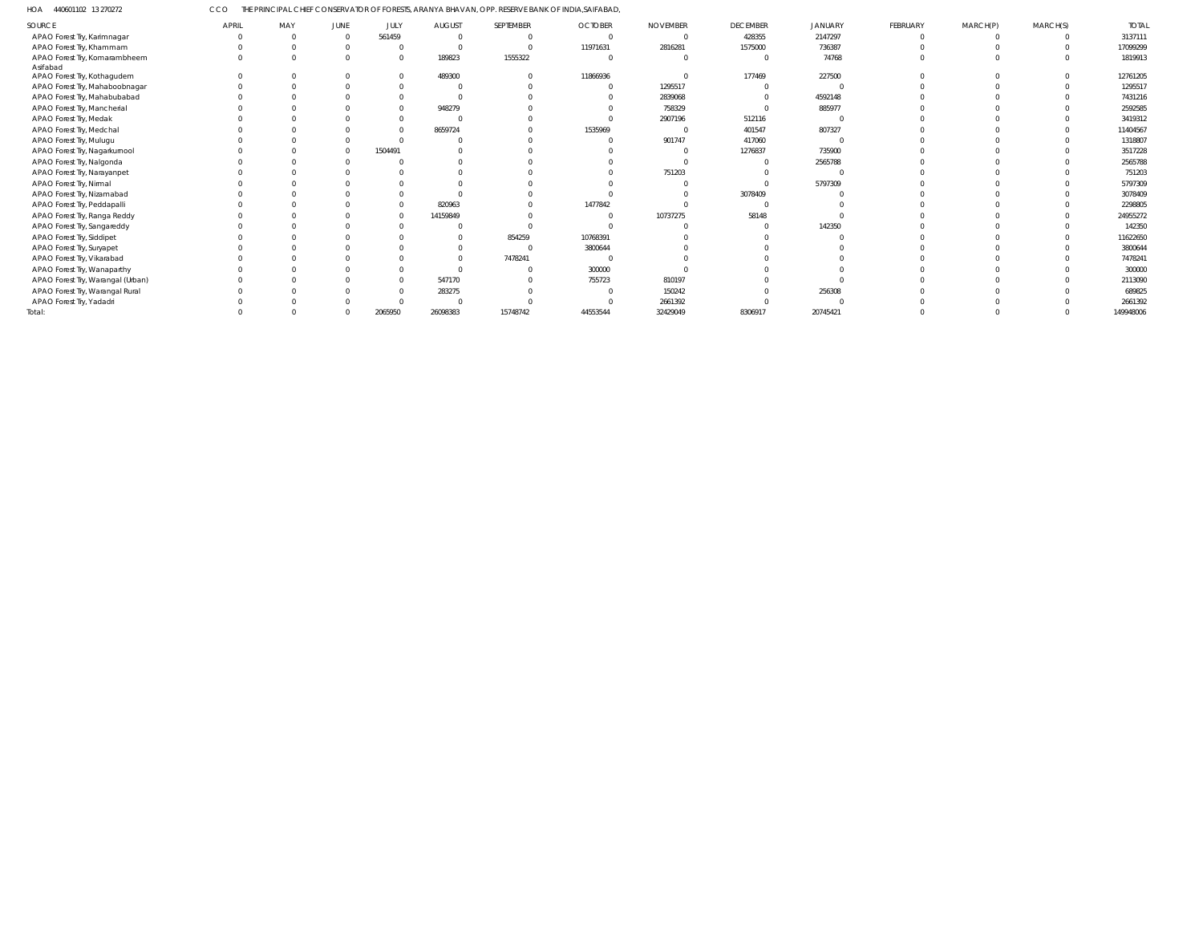HOA 440601102 13 270272 CCO THE PRINCIPAL CHIEF CONSERVATOR OF FORESTS, ARANYA BHAVAN, OPP. RESERVE BANK OF INDIA,SAIFABAD,

| SOURCE | APRIL | MAY | JUNE | JULY | AUGUST | SEPTEMBER | OCTOBER | NOVEMBER | DECEMBER | JANUARY | FEBRUARY | MARCH(P) | MARCH(S) | TOTAL |
|---|---|---|---|---|---|---|---|---|---|---|---|---|---|---|
| APAO Forest Try, Karimnagar | 0 | 0 | 0 | 561459 | 0 | 0 | 0 | 0 | 428355 | 2147297 | 0 | 0 | 0 | 3137111 |
| APAO Forest Try, Khammam | 0 | 0 | 0 | 0 | 0 | 0 | 11971631 | 2816281 | 1575000 | 736387 | 0 | 0 | 0 | 17099299 |
| APAO Forest Try, Komarambheem Asifabad | 0 | 0 | 0 | 0 | 189823 | 1555322 | 0 | 0 | 0 | 74768 | 0 | 0 | 0 | 1819913 |
| APAO Forest Try, Kothagudem | 0 | 0 | 0 | 0 | 489300 | 0 | 11866936 | 0 | 177469 | 227500 | 0 | 0 | 0 | 12761205 |
| APAO Forest Try, Mahaboobnagar | 0 | 0 | 0 | 0 | 0 | 0 | 0 | 1295517 | 0 | 0 | 0 | 0 | 0 | 1295517 |
| APAO Forest Try, Mahabubabad | 0 | 0 | 0 | 0 | 0 | 0 | 0 | 2839068 | 0 | 4592148 | 0 | 0 | 0 | 7431216 |
| APAO Forest Try, Mancherial | 0 | 0 | 0 | 0 | 948279 | 0 | 0 | 758329 | 0 | 885977 | 0 | 0 | 0 | 2592585 |
| APAO Forest Try, Medak | 0 | 0 | 0 | 0 | 0 | 0 | 0 | 2907196 | 512116 | 0 | 0 | 0 | 0 | 3419312 |
| APAO Forest Try, Medchal | 0 | 0 | 0 | 0 | 8659724 | 0 | 1535969 | 0 | 401547 | 807327 | 0 | 0 | 0 | 11404567 |
| APAO Forest Try, Mulugu | 0 | 0 | 0 | 0 | 0 | 0 | 0 | 901747 | 417060 | 0 | 0 | 0 | 0 | 1318807 |
| APAO Forest Try, Nagarkurnool | 0 | 0 | 0 | 1504491 | 0 | 0 | 0 | 0 | 1276837 | 735900 | 0 | 0 | 0 | 3517228 |
| APAO Forest Try, Nalgonda | 0 | 0 | 0 | 0 | 0 | 0 | 0 | 0 | 0 | 2565788 | 0 | 0 | 0 | 2565788 |
| APAO Forest Try, Narayanpet | 0 | 0 | 0 | 0 | 0 | 0 | 0 | 751203 | 0 | 0 | 0 | 0 | 0 | 751203 |
| APAO Forest Try, Nirmal | 0 | 0 | 0 | 0 | 0 | 0 | 0 | 0 | 0 | 5797309 | 0 | 0 | 0 | 5797309 |
| APAO Forest Try, Nizamabad | 0 | 0 | 0 | 0 | 0 | 0 | 0 | 0 | 3078409 | 0 | 0 | 0 | 0 | 3078409 |
| APAO Forest Try, Peddapalli | 0 | 0 | 0 | 0 | 820963 | 0 | 1477842 | 0 | 0 | 0 | 0 | 0 | 0 | 2298805 |
| APAO Forest Try, Ranga Reddy | 0 | 0 | 0 | 0 | 14159849 | 0 | 0 | 10737275 | 58148 | 0 | 0 | 0 | 0 | 24955272 |
| APAO Forest Try, Sangareddy | 0 | 0 | 0 | 0 | 0 | 0 | 0 | 0 | 0 | 142350 | 0 | 0 | 0 | 142350 |
| APAO Forest Try, Siddipet | 0 | 0 | 0 | 0 | 0 | 854259 | 10768391 | 0 | 0 | 0 | 0 | 0 | 0 | 11622650 |
| APAO Forest Try, Suryapet | 0 | 0 | 0 | 0 | 0 | 0 | 3800644 | 0 | 0 | 0 | 0 | 0 | 0 | 3800644 |
| APAO Forest Try, Vikarabad | 0 | 0 | 0 | 0 | 0 | 7478241 | 0 | 0 | 0 | 0 | 0 | 0 | 0 | 7478241 |
| APAO Forest Try, Wanaparthy | 0 | 0 | 0 | 0 | 0 | 0 | 300000 | 0 | 0 | 0 | 0 | 0 | 0 | 300000 |
| APAO Forest Try, Warangal (Urban) | 0 | 0 | 0 | 0 | 547170 | 0 | 755723 | 810197 | 0 | 0 | 0 | 0 | 0 | 2113090 |
| APAO Forest Try, Warangal Rural | 0 | 0 | 0 | 0 | 283275 | 0 | 0 | 150242 | 0 | 256308 | 0 | 0 | 0 | 689825 |
| APAO Forest Try, Yadadri | 0 | 0 | 0 | 0 | 0 | 0 | 0 | 2661392 | 0 | 0 | 0 | 0 | 0 | 2661392 |
| Total: | 0 | 0 | 0 | 2065950 | 26098383 | 15748742 | 44553544 | 32429049 | 8306917 | 20745421 | 0 | 0 | 0 | 149948006 |